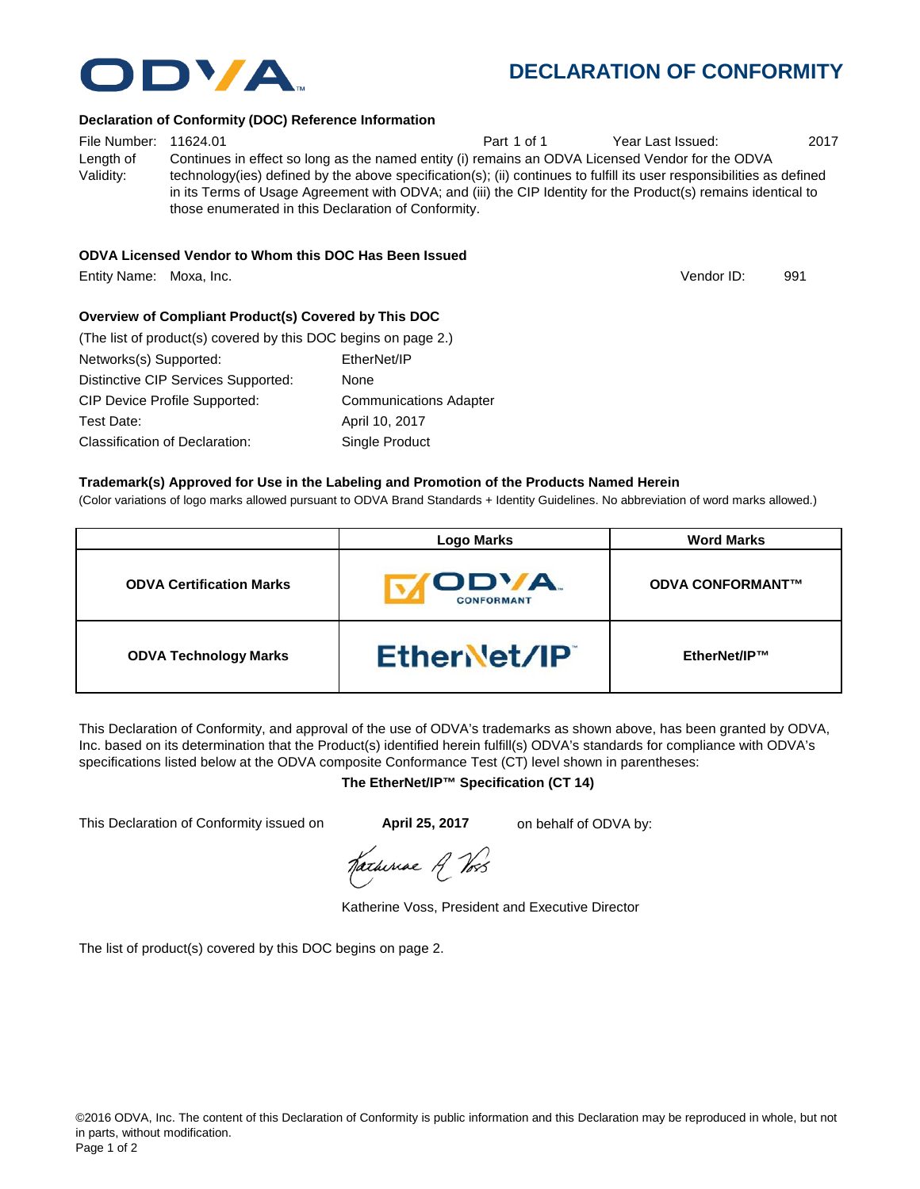# DECLARATION OF CONFORMITY

### Declaration of Conformity (DOC) Reference Information

File Number: 11624.01 Part 1 of 1 Year Last Issued: 2017

Length of Validity: Continues in effect so long as the named entity (i) remains an ODVA Licensed Vendor for the ODVA technology(ies) defined by the above specification(s); (ii) continues to fulfill its user responsibilities as defined in its Terms of Usage Agreement with ODVA; and (iii) the CIP Identity for the Product(s) remains identical to those enumerated in this Declaration of Conformity.

### ODVA Licensed Vendor to Whom this DOC Has Been Issued

Entity Name: Moxa, Inc. Vendor ID: 991

### Overview of Compliant Product(s) Covered by This DOC

(The list of product(s) covered by this DOC begins on page 2.)

Networks(s) Supported: EtherNet/IP

Distinctive CIP Services Supported: None

CIP Device Profile Supported: Communications Adapter

Test Date: April 10, 2017

Classification of Declaration: Single Product

### Trademark(s) Approved for Use in the Labeling and Promotion of the Products Named Herein

(Color variations of logo marks allowed pursuant to ODVA Brand Standards + Identity Guidelines. No abbreviation of word marks allowed.)

| | Logo Marks | Word Marks |
|---|---|---|
| **ODVA Certification Marks** | ODVA CONFORMANT | **ODVA CONFORMANT™** |
| **ODVA Technology Marks** | EtherNet/IP | **EtherNet/IP™** |

This Declaration of Conformity, and approval of the use of ODVA's trademarks as shown above, has been granted by ODVA, Inc. based on its determination that the Product(s) identified herein fulfill(s) ODVA's standards for compliance with ODVA's specifications listed below at the ODVA composite Conformance Test (CT) level shown in parentheses:

**The EtherNet/IP™ Specification (CT 14)**

This Declaration of Conformity issued on **April 25, 2017** on behalf of ODVA by:

Katherine A Voss

Katherine Voss, President and Executive Director

The list of product(s) covered by this DOC begins on page 2.

©2016 ODVA, Inc. The content of this Declaration of Conformity is public information and this Declaration may be reproduced in whole, but not in parts, without modification.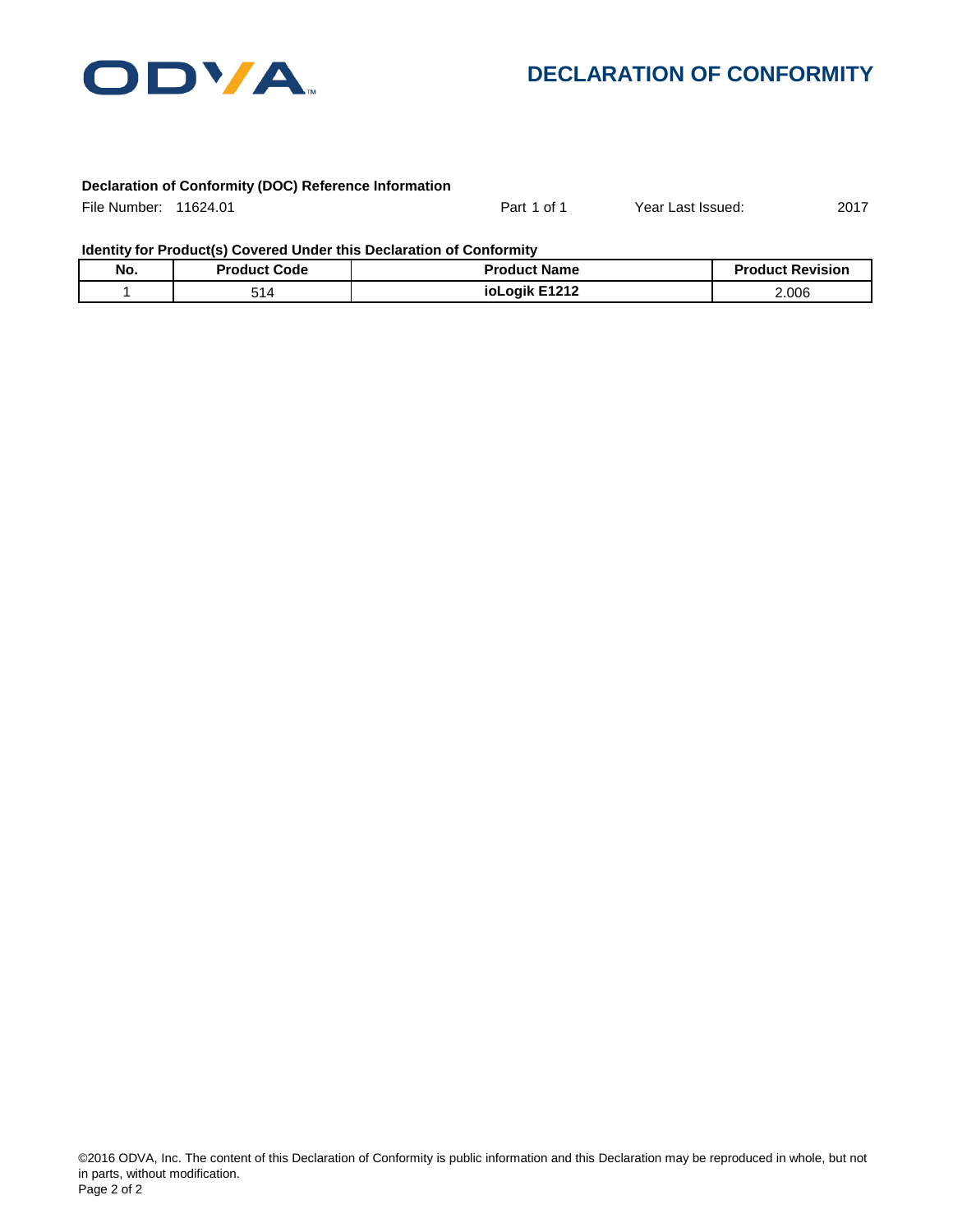# DECLARATION OF CONFORMITY

**Declaration of Conformity (DOC) Reference Information**

File Number: 11624.01 Part 1 of 1 Year Last Issued: 2017

**Identity for Product(s) Covered Under this Declaration of Conformity**

| No. | Product Code | Product Name | Product Revision |
|---|---|---|---|
| 1 | 514 | **ioLogik E1212** | 2.006 |

©2016 ODVA, Inc. The content of this Declaration of Conformity is public information and this Declaration may be reproduced in whole, but not in parts, without modification.